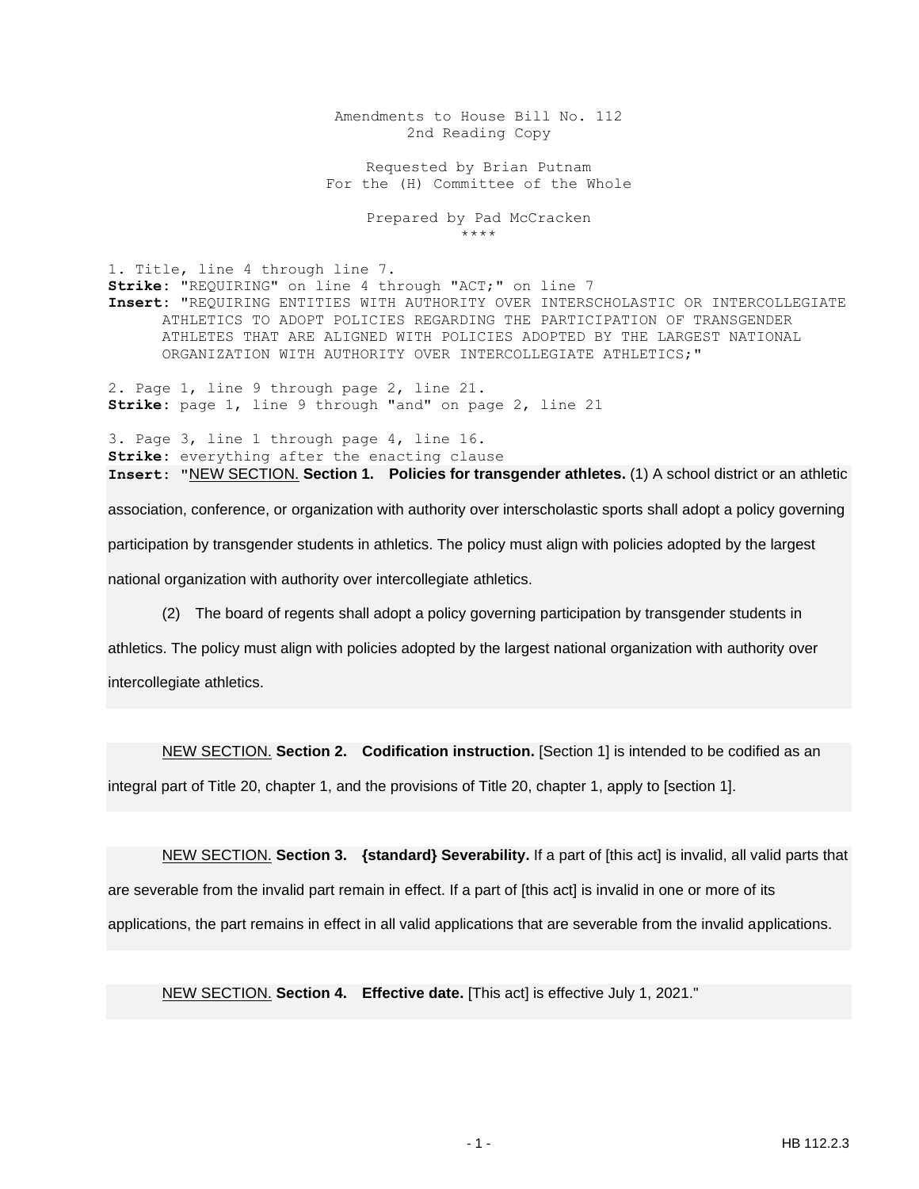Amendments to House Bill No. 112
2nd Reading Copy

Requested by Brian Putnam
For the (H) Committee of the Whole

Prepared by Pad McCracken
\*\*\*\*

1. Title, line 4 through line 7.
**Strike:** "REQUIRING" on line 4 through "ACT;" on line 7
**Insert:** "REQUIRING ENTITIES WITH AUTHORITY OVER INTERSCHOLASTIC OR INTERCOLLEGIATE ATHLETICS TO ADOPT POLICIES REGARDING THE PARTICIPATION OF TRANSGENDER ATHLETES THAT ARE ALIGNED WITH POLICIES ADOPTED BY THE LARGEST NATIONAL ORGANIZATION WITH AUTHORITY OVER INTERCOLLEGIATE ATHLETICS;"

2. Page 1, line 9 through page 2, line 21.
**Strike:** page 1, line 9 through "and" on page 2, line 21

3. Page 3, line 1 through page 4, line 16.
**Strike:** everything after the enacting clause
**Insert:** "NEW SECTION. **Section 1. Policies for transgender athletes.** (1) A school district or an athletic association, conference, or organization with authority over interscholastic sports shall adopt a policy governing participation by transgender students in athletics. The policy must align with policies adopted by the largest national organization with authority over intercollegiate athletics.

(2) The board of regents shall adopt a policy governing participation by transgender students in athletics. The policy must align with policies adopted by the largest national organization with authority over intercollegiate athletics.

NEW SECTION. **Section 2. Codification instruction.** [Section 1] is intended to be codified as an integral part of Title 20, chapter 1, and the provisions of Title 20, chapter 1, apply to [section 1].

NEW SECTION. **Section 3. {standard} Severability.** If a part of [this act] is invalid, all valid parts that are severable from the invalid part remain in effect. If a part of [this act] is invalid in one or more of its applications, the part remains in effect in all valid applications that are severable from the invalid applications.

NEW SECTION. **Section 4. Effective date.** [This act] is effective July 1, 2021."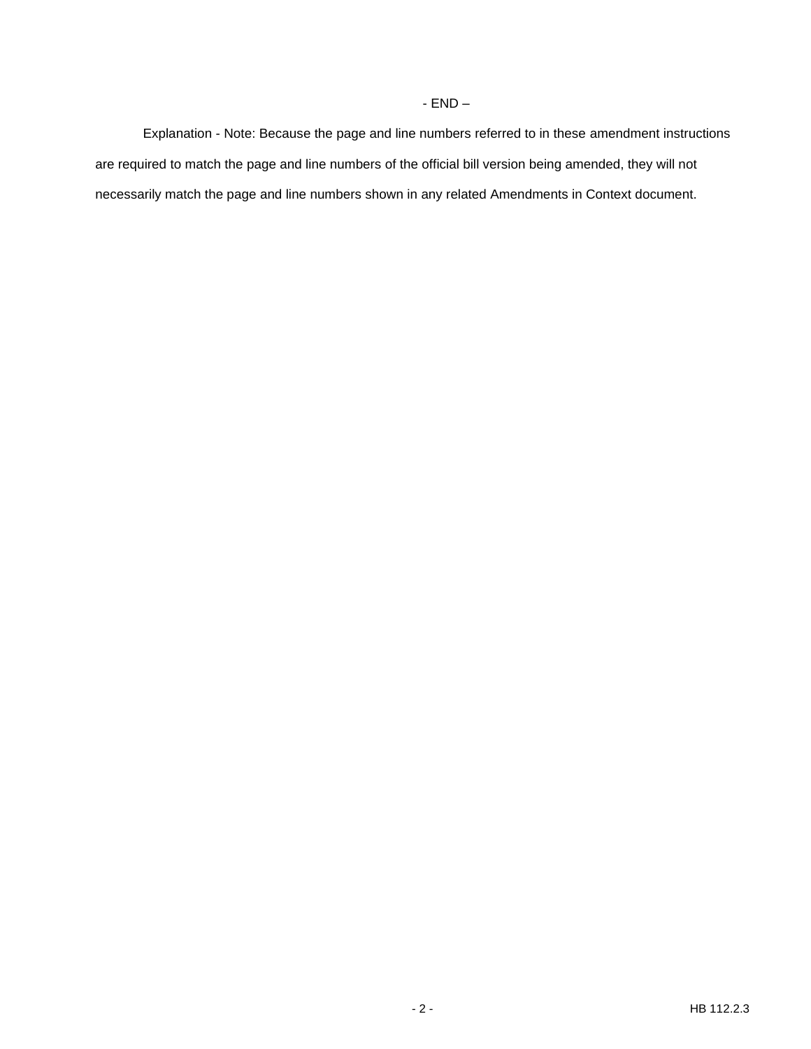- END –

Explanation - Note: Because the page and line numbers referred to in these amendment instructions are required to match the page and line numbers of the official bill version being amended, they will not necessarily match the page and line numbers shown in any related Amendments in Context document.